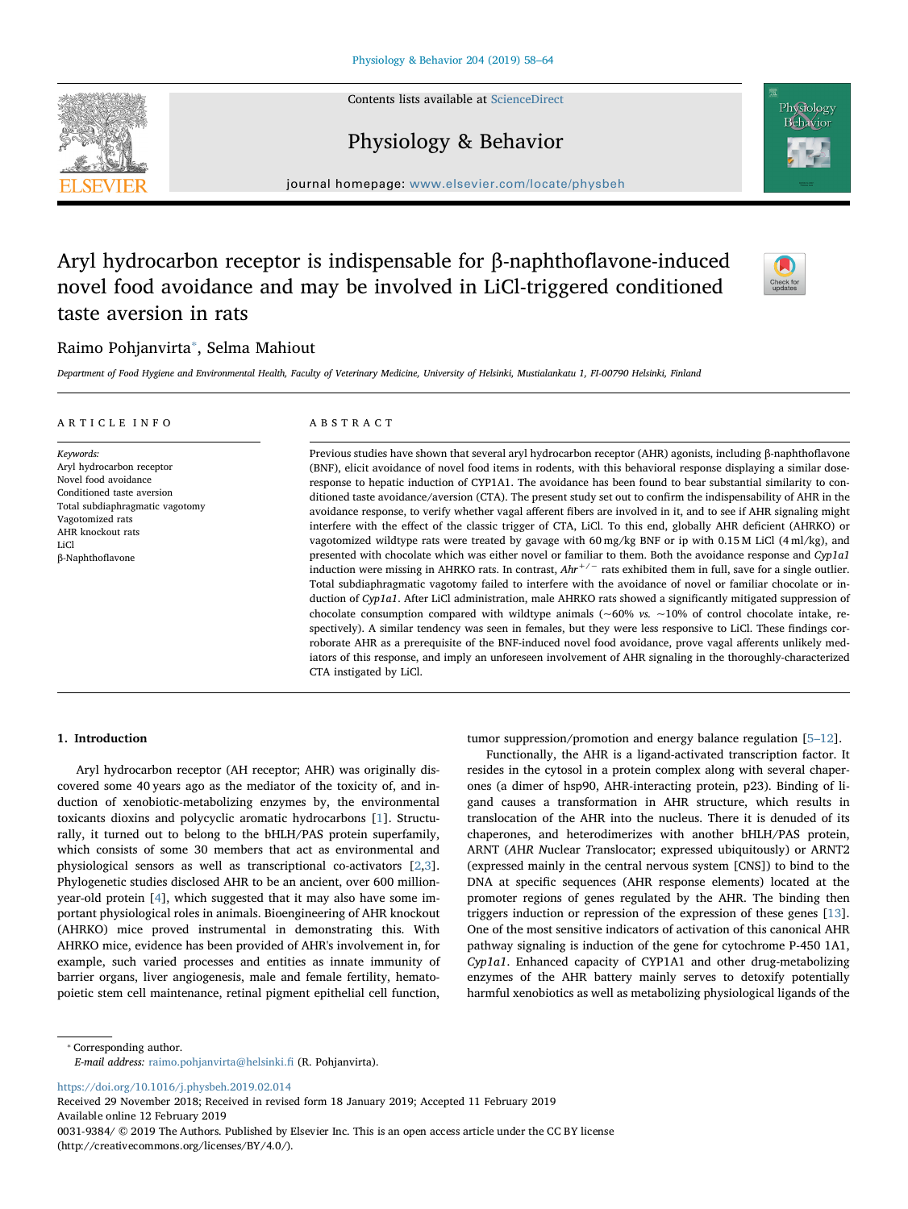# Aryl hydrocarbon receptor is indispensable for β-naphthoflavone-induced novel food avoidance and may be involved in LiCl-triggered conditioned taste aversion in rats

Raimo Pohjanvirta*, Selma Mahiout

*Department of Food Hygiene and Environmental Health, Faculty of Veterinary Medicine, University of Helsinki, Mustialankatu 1, FI-00790 Helsinki, Finland*

## ARTICLE INFO

*Keywords:*
Aryl hydrocarbon receptor
Novel food avoidance
Conditioned taste aversion
Total subdiaphragmatic vagotomy
Vagotomized rats
AHR knockout rats
LiCl
β-Naphthoflavone

## ABSTRACT

Previous studies have shown that several aryl hydrocarbon receptor (AHR) agonists, including β-naphthoflavone (BNF), elicit avoidance of novel food items in rodents, with this behavioral response displaying a similar dose-response to hepatic induction of CYP1A1. The avoidance has been found to bear substantial similarity to conditioned taste avoidance/aversion (CTA). The present study set out to confirm the indispensability of AHR in the avoidance response, to verify whether vagal afferent fibers are involved in it, and to see if AHR signaling might interfere with the effect of the classic trigger of CTA, LiCl. To this end, globally AHR deficient (AHRKO) or vagotomized wildtype rats were treated by gavage with 60 mg/kg BNF or ip with 0.15 M LiCl (4 ml/kg), and presented with chocolate which was either novel or familiar to them. Both the avoidance response and *Cyp1a1* induction were missing in AHRKO rats. In contrast, $Ahr^{+/-}$ rats exhibited them in full, save for a single outlier. Total subdiaphragmatic vagotomy failed to interfere with the avoidance of novel or familiar chocolate or induction of *Cyp1a1*. After LiCl administration, male AHRKO rats showed a significantly mitigated suppression of chocolate consumption compared with wildtype animals (~60% *vs.* ~10% of control chocolate intake, respectively). A similar tendency was seen in females, but they were less responsive to LiCl. These findings corroborate AHR as a prerequisite of the BNF-induced novel food avoidance, prove vagal afferents unlikely mediators of this response, and imply an unforeseen involvement of AHR signaling in the thoroughly-characterized CTA instigated by LiCl.

## 1. Introduction

Aryl hydrocarbon receptor (AH receptor; AHR) was originally discovered some 40 years ago as the mediator of the toxicity of, and induction of xenobiotic-metabolizing enzymes by, the environmental toxicants dioxins and polycyclic aromatic hydrocarbons [1]. Structurally, it turned out to belong to the bHLH/PAS protein superfamily, which consists of some 30 members that act as environmental and physiological sensors as well as transcriptional co-activators [2,3]. Phylogenetic studies disclosed AHR to be an ancient, over 600 million-year-old protein [4], which suggested that it may also have some important physiological roles in animals. Bioengineering of AHR knockout (AHRKO) mice proved instrumental in demonstrating this. With AHRKO mice, evidence has been provided of AHR's involvement in, for example, such varied processes and entities as innate immunity of barrier organs, liver angiogenesis, male and female fertility, hematopoietic stem cell maintenance, retinal pigment epithelial cell function, tumor suppression/promotion and energy balance regulation [5–12].

Functionally, the AHR is a ligand-activated transcription factor. It resides in the cytosol in a protein complex along with several chaperones (a dimer of hsp90, AHR-interacting protein, p23). Binding of ligand causes a transformation in AHR structure, which results in translocation of the AHR into the nucleus. There it is denuded of its chaperones, and heterodimerizes with another bHLH/PAS protein, ARNT (*AHR Nuclear Translocator*; expressed ubiquitously) or ARNT2 (expressed mainly in the central nervous system [CNS]) to bind to the DNA at specific sequences (AHR response elements) located at the promoter regions of genes regulated by the AHR. The binding then triggers induction or repression of the expression of these genes [13]. One of the most sensitive indicators of activation of this canonical AHR pathway signaling is induction of the gene for cytochrome P-450 1A1, *Cyp1a1*. Enhanced capacity of CYP1A1 and other drug-metabolizing enzymes of the AHR battery mainly serves to detoxify potentially harmful xenobiotics as well as metabolizing physiological ligands of the

---

* Corresponding author.
*E-mail address:* raimo.pohjanvirta@helsinki.fi (R. Pohjanvirta).

https://doi.org/10.1016/j.physbeh.2019.02.014
Received 29 November 2018; Received in revised form 18 January 2019; Accepted 11 February 2019
Available online 12 February 2019
0031-9384/ © 2019 The Authors. Published by Elsevier Inc. This is an open access article under the CC BY license (http://creativecommons.org/licenses/BY/4.0/).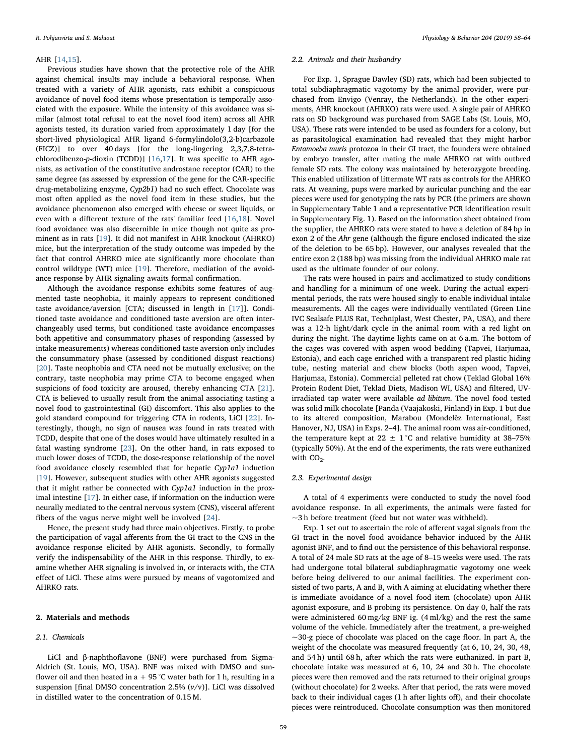AHR [14,15].

Previous studies have shown that the protective role of the AHR against chemical insults may include a behavioral response. When treated with a variety of AHR agonists, rats exhibit a conspicuous avoidance of novel food items whose presentation is temporally associated with the exposure. While the intensity of this avoidance was similar (almost total refusal to eat the novel food item) across all AHR agonists tested, its duration varied from approximately 1 day [for the short-lived physiological AHR ligand 6-formylindolo(3,2-b)carbazole (FICZ)] to over 40 days [for the long-lingering 2,3,7,8-tetrachlorodibenzo-*p*-dioxin (TCDD)] [16,17]. It was specific to AHR agonists, as activation of the constitutive androstane receptor (CAR) to the same degree (as assessed by expression of the gene for the CAR-specific drug-metabolizing enzyme, *Cyp2b1*) had no such effect. Chocolate was most often applied as the novel food item in these studies, but the avoidance phenomenon also emerged with cheese or sweet liquids, or even with a different texture of the rats' familiar feed [16,18]. Novel food avoidance was also discernible in mice though not quite as prominent as in rats [19]. It did not manifest in AHR knockout (AHRKO) mice, but the interpretation of the study outcome was impeded by the fact that control AHRKO mice ate significantly more chocolate than control wildtype (WT) mice [19]. Therefore, mediation of the avoidance response by AHR signaling awaits formal confirmation.

Although the avoidance response exhibits some features of augmented taste neophobia, it mainly appears to represent conditioned taste avoidance/aversion [CTA; discussed in length in [17]]. Conditioned taste avoidance and conditioned taste aversion are often interchangeably used terms, but conditioned taste avoidance encompasses both appetitive and consummatory phases of responding (assessed by intake measurements) whereas conditioned taste aversion only includes the consummatory phase (assessed by conditioned disgust reactions) [20]. Taste neophobia and CTA need not be mutually exclusive; on the contrary, taste neophobia may prime CTA to become engaged when suspicions of food toxicity are aroused, thereby enhancing CTA [21]. CTA is believed to usually result from the animal associating tasting a novel food to gastrointestinal (GI) discomfort. This also applies to the gold standard compound for triggering CTA in rodents, LiCl [22]. Interestingly, though, no sign of nausea was found in rats treated with TCDD, despite that one of the doses would have ultimately resulted in a fatal wasting syndrome [23]. On the other hand, in rats exposed to much lower doses of TCDD, the dose-response relationship of the novel food avoidance closely resembled that for hepatic *Cyp1a1* induction [19]. However, subsequent studies with other AHR agonists suggested that it might rather be connected with *Cyp1a1* induction in the proximal intestine [17]. In either case, if information on the induction were neurally mediated to the central nervous system (CNS), visceral afferent fibers of the vagus nerve might well be involved [24].

Hence, the present study had three main objectives. Firstly, to probe the participation of vagal afferents from the GI tract to the CNS in the avoidance response elicited by AHR agonists. Secondly, to formally verify the indispensability of the AHR in this response. Thirdly, to examine whether AHR signaling is involved in, or interacts with, the CTA effect of LiCl. These aims were pursued by means of vagotomized and AHRKO rats.

## 2. Materials and methods

### 2.1. Chemicals

LiCl and β-naphthoflavone (BNF) were purchased from Sigma-Aldrich (St. Louis, MO, USA). BNF was mixed with DMSO and sunflower oil and then heated in a + 95 °C water bath for 1 h, resulting in a suspension [final DMSO concentration 2.5% (*v*/v)]. LiCl was dissolved in distilled water to the concentration of 0.15 M.

### 2.2. Animals and their husbandry

For Exp. 1, Sprague Dawley (SD) rats, which had been subjected to total subdiaphragmatic vagotomy by the animal provider, were purchased from Envigo (Venray, the Netherlands). In the other experiments, AHR knockout (AHRKO) rats were used. A single pair of AHRKO rats on SD background was purchased from SAGE Labs (St. Louis, MO, USA). These rats were intended to be used as founders for a colony, but as parasitological examination had revealed that they might harbor *Entamoeba muris* protozoa in their GI tract, the founders were obtained by embryo transfer, after mating the male AHRKO rat with outbred female SD rats. The colony was maintained by heterozygote breeding. This enabled utilization of littermate WT rats as controls for the AHRKO rats. At weaning, pups were marked by auricular punching and the ear pieces were used for genotyping the rats by PCR (the primers are shown in Supplementary Table 1 and a representative PCR identification result in Supplementary Fig. 1). Based on the information sheet obtained from the supplier, the AHRKO rats were stated to have a deletion of 84 bp in exon 2 of the *Ahr* gene (although the figure enclosed indicated the size of the deletion to be 65 bp). However, our analyses revealed that the entire exon 2 (188 bp) was missing from the individual AHRKO male rat used as the ultimate founder of our colony.

The rats were housed in pairs and acclimatized to study conditions and handling for a minimum of one week. During the actual experimental periods, the rats were housed singly to enable individual intake measurements. All the cages were individually ventilated (Green Line IVC Sealsafe PLUS Rat, Techniplast, West Chester, PA, USA), and there was a 12-h light/dark cycle in the animal room with a red light on during the night. The daytime lights came on at 6 a.m. The bottom of the cages was covered with aspen wood bedding (Tapvei, Harjumaa, Estonia), and each cage enriched with a transparent red plastic hiding tube, nesting material and chew blocks (both aspen wood, Tapvei, Harjumaa, Estonia). Commercial pelleted rat chow (Teklad Global 16% Protein Rodent Diet, Teklad Diets, Madison WI, USA) and filtered, UV-irradiated tap water were available *ad libitum*. The novel food tested was solid milk chocolate [Panda (Vaajakoski, Finland) in Exp. 1 but due to its altered composition, Marabou (Mondelêz International, East Hanover, NJ, USA) in Exps. 2–4]. The animal room was air-conditioned, the temperature kept at 22 ± 1 °C and relative humidity at 38–75% (typically 50%). At the end of the experiments, the rats were euthanized with $CO_2$.

### 2.3. Experimental design

A total of 4 experiments were conducted to study the novel food avoidance response. In all experiments, the animals were fasted for ~3 h before treatment (feed but not water was withheld).

Exp. 1 set out to ascertain the role of afferent vagal signals from the GI tract in the novel food avoidance behavior induced by the AHR agonist BNF, and to find out the persistence of this behavioral response. A total of 24 male SD rats at the age of 8–15 weeks were used. The rats had undergone total bilateral subdiaphragmatic vagotomy one week before being delivered to our animal facilities. The experiment consisted of two parts, A and B, with A aiming at elucidating whether there is immediate avoidance of a novel food item (chocolate) upon AHR agonist exposure, and B probing its persistence. On day 0, half the rats were administered 60 mg/kg BNF ig. (4 ml/kg) and the rest the same volume of the vehicle. Immediately after the treatment, a pre-weighed ~30-g piece of chocolate was placed on the cage floor. In part A, the weight of the chocolate was measured frequently (at 6, 10, 24, 30, 48, and 54 h) until 68 h, after which the rats were euthanized. In part B, chocolate intake was measured at 6, 10, 24 and 30 h. The chocolate pieces were then removed and the rats returned to their original groups (without chocolate) for 2 weeks. After that period, the rats were moved back to their individual cages (1 h after lights off), and their chocolate pieces were reintroduced. Chocolate consumption was then monitored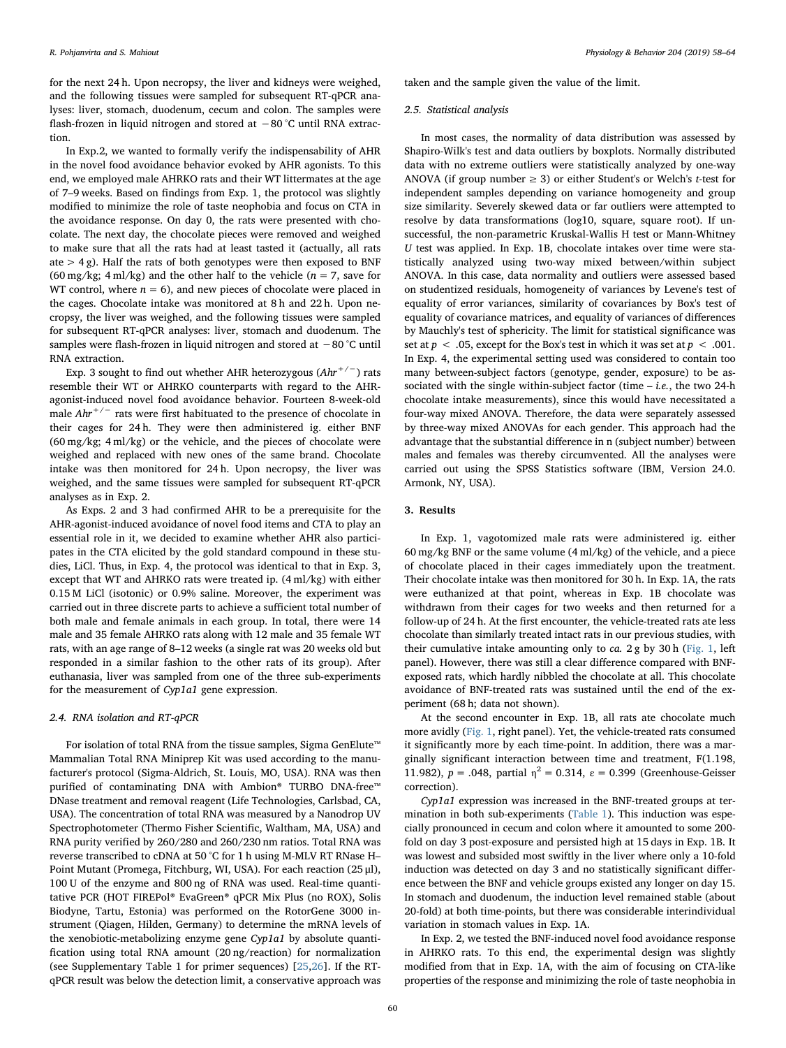for the next 24 h. Upon necropsy, the liver and kidneys were weighed, and the following tissues were sampled for subsequent RT-qPCR analyses: liver, stomach, duodenum, cecum and colon. The samples were flash-frozen in liquid nitrogen and stored at −80 °C until RNA extraction.

In Exp.2, we wanted to formally verify the indispensability of AHR in the novel food avoidance behavior evoked by AHR agonists. To this end, we employed male AHRKO rats and their WT littermates at the age of 7–9 weeks. Based on findings from Exp. 1, the protocol was slightly modified to minimize the role of taste neophobia and focus on CTA in the avoidance response. On day 0, the rats were presented with chocolate. The next day, the chocolate pieces were removed and weighed to make sure that all the rats had at least tasted it (actually, all rats ate > 4 g). Half the rats of both genotypes were then exposed to BNF (60 mg/kg; 4 ml/kg) and the other half to the vehicle ($n = 7$, save for WT control, where $n = 6$), and new pieces of chocolate were placed in the cages. Chocolate intake was monitored at 8 h and 22 h. Upon necropsy, the liver was weighed, and the following tissues were sampled for subsequent RT-qPCR analyses: liver, stomach and duodenum. The samples were flash-frozen in liquid nitrogen and stored at −80 °C until RNA extraction.

Exp. 3 sought to find out whether AHR heterozygous ($Ahr^{+/-}$) rats resemble their WT or AHRKO counterparts with regard to the AHR-agonist-induced novel food avoidance behavior. Fourteen 8-week-old male $Ahr^{+/-}$ rats were first habituated to the presence of chocolate in their cages for 24 h. They were then administered ig. either BNF (60 mg/kg; 4 ml/kg) or the vehicle, and the pieces of chocolate were weighed and replaced with new ones of the same brand. Chocolate intake was then monitored for 24 h. Upon necropsy, the liver was weighed, and the same tissues were sampled for subsequent RT-qPCR analyses as in Exp. 2.

As Exps. 2 and 3 had confirmed AHR to be a prerequisite for the AHR-agonist-induced avoidance of novel food items and CTA to play an essential role in it, we decided to examine whether AHR also participates in the CTA elicited by the gold standard compound in these studies, LiCl. Thus, in Exp. 4, the protocol was identical to that in Exp. 3, except that WT and AHRKO rats were treated ip. (4 ml/kg) with either 0.15 M LiCl (isotonic) or 0.9% saline. Moreover, the experiment was carried out in three discrete parts to achieve a sufficient total number of both male and female animals in each group. In total, there were 14 male and 35 female AHRKO rats along with 12 male and 35 female WT rats, with an age range of 8–12 weeks (a single rat was 20 weeks old but responded in a similar fashion to the other rats of its group). After euthanasia, liver was sampled from one of the three sub-experiments for the measurement of *Cyp1a1* gene expression.

### 2.4. RNA isolation and RT-qPCR

For isolation of total RNA from the tissue samples, Sigma GenElute™ Mammalian Total RNA Miniprep Kit was used according to the manufacturer's protocol (Sigma-Aldrich, St. Louis, MO, USA). RNA was then purified of contaminating DNA with Ambion® TURBO DNA-free™ DNase treatment and removal reagent (Life Technologies, Carlsbad, CA, USA). The concentration of total RNA was measured by a Nanodrop UV Spectrophotometer (Thermo Fisher Scientific, Waltham, MA, USA) and RNA purity verified by 260/280 and 260/230 nm ratios. Total RNA was reverse transcribed to cDNA at 50 °C for 1 h using M-MLV RT RNase H– Point Mutant (Promega, Fitchburg, WI, USA). For each reaction (25 μl), 100 U of the enzyme and 800 ng of RNA was used. Real-time quantitative PCR (HOT FIREPol® EvaGreen® qPCR Mix Plus (no ROX), Solis Biodyne, Tartu, Estonia) was performed on the RotorGene 3000 instrument (Qiagen, Hilden, Germany) to determine the mRNA levels of the xenobiotic-metabolizing enzyme gene *Cyp1a1* by absolute quantification using total RNA amount (20 ng/reaction) for normalization (see Supplementary Table 1 for primer sequences) [25,26]. If the RT-qPCR result was below the detection limit, a conservative approach was taken and the sample given the value of the limit.

### 2.5. Statistical analysis

In most cases, the normality of data distribution was assessed by Shapiro-Wilk's test and data outliers by boxplots. Normally distributed data with no extreme outliers were statistically analyzed by one-way ANOVA (if group number ≥ 3) or either Student's or Welch's *t*-test for independent samples depending on variance homogeneity and group size similarity. Severely skewed data or far outliers were attempted to resolve by data transformations (log10, square, square root). If unsuccessful, the non-parametric Kruskal-Wallis H test or Mann-Whitney *U* test was applied. In Exp. 1B, chocolate intakes over time were statistically analyzed using two-way mixed between/within subject ANOVA. In this case, data normality and outliers were assessed based on studentized residuals, homogeneity of variances by Levene's test of equality of error variances, similarity of covariances by Box's test of equality of covariance matrices, and equality of variances of differences by Mauchly's test of sphericity. The limit for statistical significance was set at $p < .05$, except for the Box's test in which it was set at $p < .001$. In Exp. 4, the experimental setting used was considered to contain too many between-subject factors (genotype, gender, exposure) to be associated with the single within-subject factor (time – *i.e.*, the two 24-h chocolate intake measurements), since this would have necessitated a four-way mixed ANOVA. Therefore, the data were separately assessed by three-way mixed ANOVAs for each gender. This approach had the advantage that the substantial difference in n (subject number) between males and females was thereby circumvented. All the analyses were carried out using the SPSS Statistics software (IBM, Version 24.0. Armonk, NY, USA).

## 3. Results

In Exp. 1, vagotomized male rats were administered ig. either 60 mg/kg BNF or the same volume (4 ml/kg) of the vehicle, and a piece of chocolate placed in their cages immediately upon the treatment. Their chocolate intake was then monitored for 30 h. In Exp. 1A, the rats were euthanized at that point, whereas in Exp. 1B chocolate was withdrawn from their cages for two weeks and then returned for a follow-up of 24 h. At the first encounter, the vehicle-treated rats ate less chocolate than similarly treated intact rats in our previous studies, with their cumulative intake amounting only to *ca.* 2 g by 30 h (Fig. 1, left panel). However, there was still a clear difference compared with BNF-exposed rats, which hardly nibbled the chocolate at all. This chocolate avoidance of BNF-treated rats was sustained until the end of the experiment (68 h; data not shown).

At the second encounter in Exp. 1B, all rats ate chocolate much more avidly (Fig. 1, right panel). Yet, the vehicle-treated rats consumed it significantly more by each time-point. In addition, there was a marginally significant interaction between time and treatment, $F(1.198, 11.982)$, $p = .048$, partial $\eta^2 = 0.314$, $\varepsilon = 0.399$ (Greenhouse-Geisser correction).

*Cyp1a1* expression was increased in the BNF-treated groups at termination in both sub-experiments (Table 1). This induction was especially pronounced in cecum and colon where it amounted to some 200-fold on day 3 post-exposure and persisted high at 15 days in Exp. 1B. It was lowest and subsided most swiftly in the liver where only a 10-fold induction was detected on day 3 and no statistically significant difference between the BNF and vehicle groups existed any longer on day 15. In stomach and duodenum, the induction level remained stable (about 20-fold) at both time-points, but there was considerable interindividual variation in stomach values in Exp. 1A.

In Exp. 2, we tested the BNF-induced novel food avoidance response in AHRKO rats. To this end, the experimental design was slightly modified from that in Exp. 1A, with the aim of focusing on CTA-like properties of the response and minimizing the role of taste neophobia in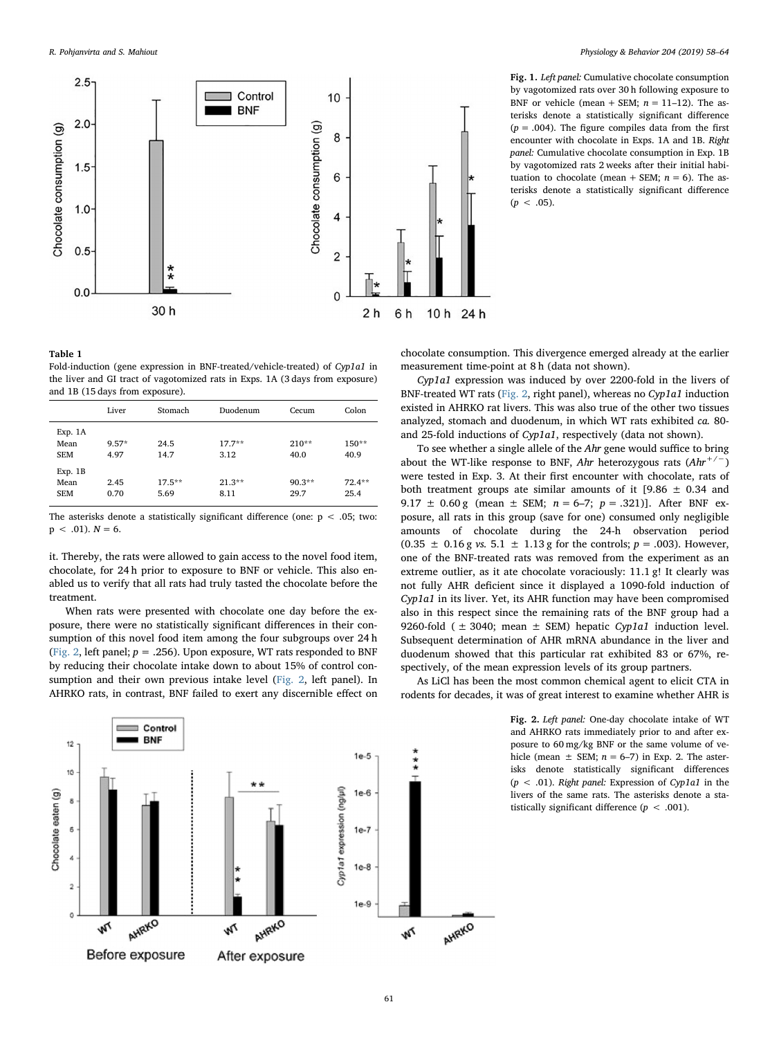**Fig. 1.** *Left panel:* Cumulative chocolate consumption by vagotomized rats over 30 h following exposure to BNF or vehicle (mean + SEM; $n = 11–12$). The asterisks denote a statistically significant difference ($p = .004$). The figure compiles data from the first encounter with chocolate in Exps. 1A and 1B. *Right panel:* Cumulative chocolate consumption in Exp. 1B by vagotomized rats 2 weeks after their initial habituation to chocolate (mean + SEM; $n = 6$). The asterisks denote a statistically significant difference ($p < .05$).

**Table 1**
Fold-induction (gene expression in BNF-treated/vehicle-treated) of *Cyp1a1* in the liver and GI tract of vagotomized rats in Exps. 1A (3 days from exposure) and 1B (15 days from exposure).

| | Liver | Stomach | Duodenum | Cecum | Colon |
|---|---|---|---|---|---|
| Exp. 1A | | | | | |
| Mean | 9.57* | 24.5 | 17.7** | 210** | 150** |
| SEM | 4.97 | 14.7 | 3.12 | 40.0 | 40.9 |
| Exp. 1B | | | | | |
| Mean | 2.45 | 17.5** | 21.3** | 90.3** | 72.4** |
| SEM | 0.70 | 5.69 | 8.11 | 29.7 | 25.4 |

The asterisks denote a statistically significant difference (one: $p < .05$; two: $p < .01$). $N = 6$.

it. Thereby, the rats were allowed to gain access to the novel food item, chocolate, for 24 h prior to exposure to BNF or vehicle. This also enabled us to verify that all rats had truly tasted the chocolate before the treatment.

When rats were presented with chocolate one day before the exposure, there were no statistically significant differences in their consumption of this novel food item among the four subgroups over 24 h (Fig. 2, left panel; $p = .256$). Upon exposure, WT rats responded to BNF by reducing their chocolate intake down to about 15% of control consumption and their own previous intake level (Fig. 2, left panel). In AHRKO rats, in contrast, BNF failed to exert any discernible effect on chocolate consumption. This divergence emerged already at the earlier measurement time-point at 8 h (data not shown).

*Cyp1a1* expression was induced by over 2200-fold in the livers of BNF-treated WT rats (Fig. 2, right panel), whereas no *Cyp1a1* induction existed in AHRKO rat livers. This was also true of the other two tissues analyzed, stomach and duodenum, in which WT rats exhibited *ca.* 80- and 25-fold inductions of *Cyp1a1*, respectively (data not shown).

To see whether a single allele of the *Ahr* gene would suffice to bring about the WT-like response to BNF, *Ahr* heterozygous rats ($Ahr^{+/-}$) were tested in Exp. 3. At their first encounter with chocolate, rats of both treatment groups ate similar amounts of it [9.86 ± 0.34 and 9.17 ± 0.60 g (mean ± SEM; $n = 6–7$; $p = .321$)]. After BNF exposure, all rats in this group (save for one) consumed only negligible amounts of chocolate during the 24-h observation period (0.35 ± 0.16 g *vs.* 5.1 ± 1.13 g for the controls; $p = .003$). However, one of the BNF-treated rats was removed from the experiment as an extreme outlier, as it ate chocolate voraciously: 11.1 g! It clearly was not fully AHR deficient since it displayed a 1090-fold induction of *Cyp1a1* in its liver. Yet, its AHR function may have been compromised also in this respect since the remaining rats of the BNF group had a 9260-fold (± 3040; mean ± SEM) hepatic *Cyp1a1* induction level. Subsequent determination of AHR mRNA abundance in the liver and duodenum showed that this particular rat exhibited 83 or 67%, respectively, of the mean expression levels of its group partners.

As LiCl has been the most common chemical agent to elicit CTA in rodents for decades, it was of great interest to examine whether AHR is

**Fig. 2.** *Left panel:* One-day chocolate intake of WT and AHRKO rats immediately prior to and after exposure to 60 mg/kg BNF or the same volume of vehicle (mean ± SEM; $n = 6–7$) in Exp. 2. The asterisks denote statistically significant differences ($p < .01$). *Right panel:* Expression of *Cyp1a1* in the livers of the same rats. The asterisks denote a statistically significant difference ($p < .001$).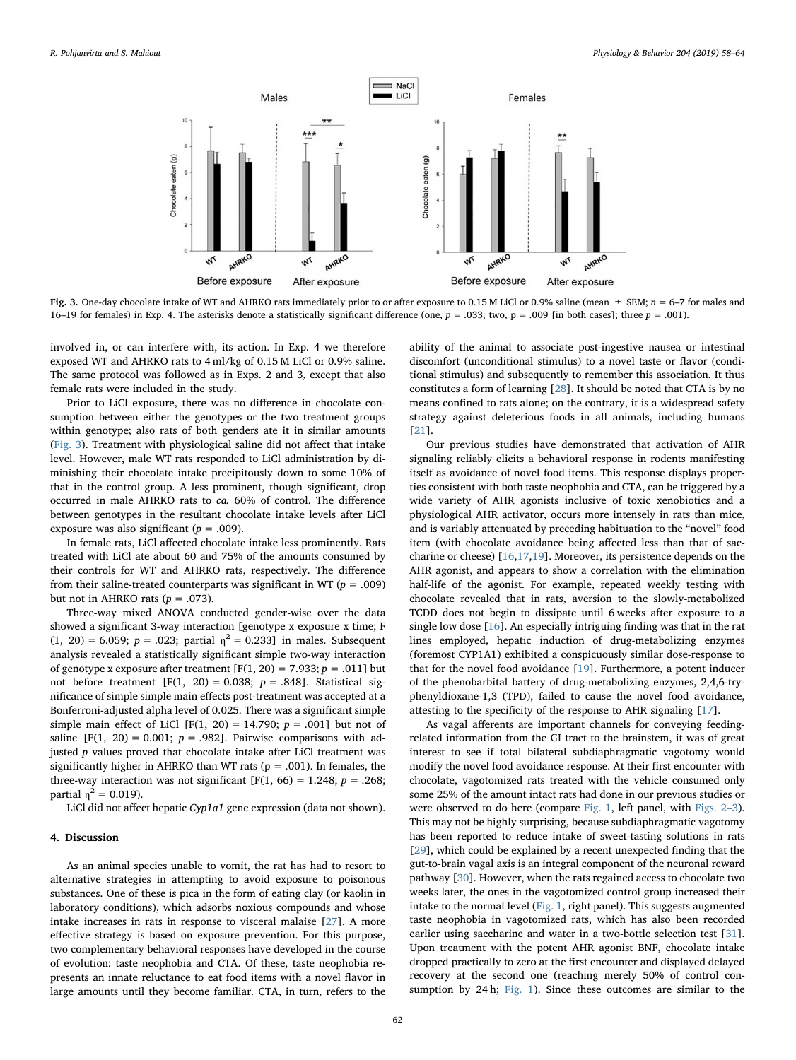**Fig. 3.** One-day chocolate intake of WT and AHRKO rats immediately prior to or after exposure to 0.15 M LiCl or 0.9% saline (mean ± SEM; $n = 6–7$ for males and 16–19 for females) in Exp. 4. The asterisks denote a statistically significant difference (one, $p = .033$; two, $p = .009$ [in both cases]; three $p = .001$).

involved in, or can interfere with, its action. In Exp. 4 we therefore exposed WT and AHRKO rats to 4 ml/kg of 0.15 M LiCl or 0.9% saline. The same protocol was followed as in Exps. 2 and 3, except that also female rats were included in the study.

Prior to LiCl exposure, there was no difference in chocolate consumption between either the genotypes or the two treatment groups within genotype; also rats of both genders ate it in similar amounts (Fig. 3). Treatment with physiological saline did not affect that intake level. However, male WT rats responded to LiCl administration by diminishing their chocolate intake precipitously down to some 10% of that in the control group. A less prominent, though significant, drop occurred in male AHRKO rats to *ca.* 60% of control. The difference between genotypes in the resultant chocolate intake levels after LiCl exposure was also significant ($p = .009$).

In female rats, LiCl affected chocolate intake less prominently. Rats treated with LiCl ate about 60 and 75% of the amounts consumed by their controls for WT and AHRKO rats, respectively. The difference from their saline-treated counterparts was significant in WT ($p = .009$) but not in AHRKO rats ($p = .073$).

Three-way mixed ANOVA conducted gender-wise over the data showed a significant 3-way interaction [genotype x exposure x time; $F(1, 20) = 6.059$; $p = .023$; partial $\eta^2 = 0.233$] in males. Subsequent analysis revealed a statistically significant simple two-way interaction of genotype x exposure after treatment [$F(1, 20) = 7.933$; $p = .011$] but not before treatment [$F(1, 20) = 0.038$; $p = .848$]. Statistical significance of simple simple main effects post-treatment was accepted at a Bonferroni-adjusted alpha level of 0.025. There was a significant simple simple main effect of LiCl [$F(1, 20) = 14.790$; $p = .001$] but not of saline [$F(1, 20) = 0.001$; $p = .982$]. Pairwise comparisons with adjusted p values proved that chocolate intake after LiCl treatment was significantly higher in AHRKO than WT rats ($p = .001$). In females, the three-way interaction was not significant [$F(1, 66) = 1.248$; $p = .268$; partial $\eta^2 = 0.019$].

LiCl did not affect hepatic *Cyp1a1* gene expression (data not shown).

## 4. Discussion

As an animal species unable to vomit, the rat has had to resort to alternative strategies in attempting to avoid exposure to poisonous substances. One of these is pica in the form of eating clay (or kaolin in laboratory conditions), which adsorbs noxious compounds and whose intake increases in rats in response to visceral malaise [27]. A more effective strategy is based on exposure prevention. For this purpose, two complementary behavioral responses have developed in the course of evolution: taste neophobia and CTA. Of these, taste neophobia represents an innate reluctance to eat food items with a novel flavor in large amounts until they become familiar. CTA, in turn, refers to the ability of the animal to associate post-ingestive nausea or intestinal discomfort (unconditional stimulus) to a novel taste or flavor (conditional stimulus) and subsequently to remember this association. It thus constitutes a form of learning [28]. It should be noted that CTA is by no means confined to rats alone; on the contrary, it is a widespread safety strategy against deleterious foods in all animals, including humans [21].

Our previous studies have demonstrated that activation of AHR signaling reliably elicits a behavioral response in rodents manifesting itself as avoidance of novel food items. This response displays properties consistent with both taste neophobia and CTA, can be triggered by a wide variety of AHR agonists inclusive of toxic xenobiotics and a physiological AHR activator, occurs more intensely in rats than mice, and is variably attenuated by preceding habituation to the "novel" food item (with chocolate avoidance being affected less than that of saccharine or cheese) [16,17,19]. Moreover, its persistence depends on the AHR agonist, and appears to show a correlation with the elimination half-life of the agonist. For example, repeated weekly testing with chocolate revealed that in rats, aversion to the slowly-metabolized TCDD does not begin to dissipate until 6 weeks after exposure to a single low dose [16]. An especially intriguing finding was that in the rat lines employed, hepatic induction of drug-metabolizing enzymes (foremost CYP1A1) exhibited a conspicuously similar dose-response to that for the novel food avoidance [19]. Furthermore, a potent inducer of the phenobarbital battery of drug-metabolizing enzymes, 2,4,6-tryphenyldioxane-1,3 (TPD), failed to cause the novel food avoidance, attesting to the specificity of the response to AHR signaling [17].

As vagal afferents are important channels for conveying feeding-related information from the GI tract to the brainstem, it was of great interest to see if total bilateral subdiaphragmatic vagotomy would modify the novel food avoidance response. At their first encounter with chocolate, vagotomized rats treated with the vehicle consumed only some 25% of the amount intact rats had done in our previous studies or were observed to do here (compare Fig. 1, left panel, with Figs. 2–3). This may not be highly surprising, because subdiaphragmatic vagotomy has been reported to reduce intake of sweet-tasting solutions in rats [29], which could be explained by a recent unexpected finding that the gut-to-brain vagal axis is an integral component of the neuronal reward pathway [30]. However, when the rats regained access to chocolate two weeks later, the ones in the vagotomized control group increased their intake to the normal level (Fig. 1, right panel). This suggests augmented taste neophobia in vagotomized rats, which has also been recorded earlier using saccharine and water in a two-bottle selection test [31]. Upon treatment with the potent AHR agonist BNF, chocolate intake dropped practically to zero at the first encounter and displayed delayed recovery at the second one (reaching merely 50% of control consumption by 24 h; Fig. 1). Since these outcomes are similar to the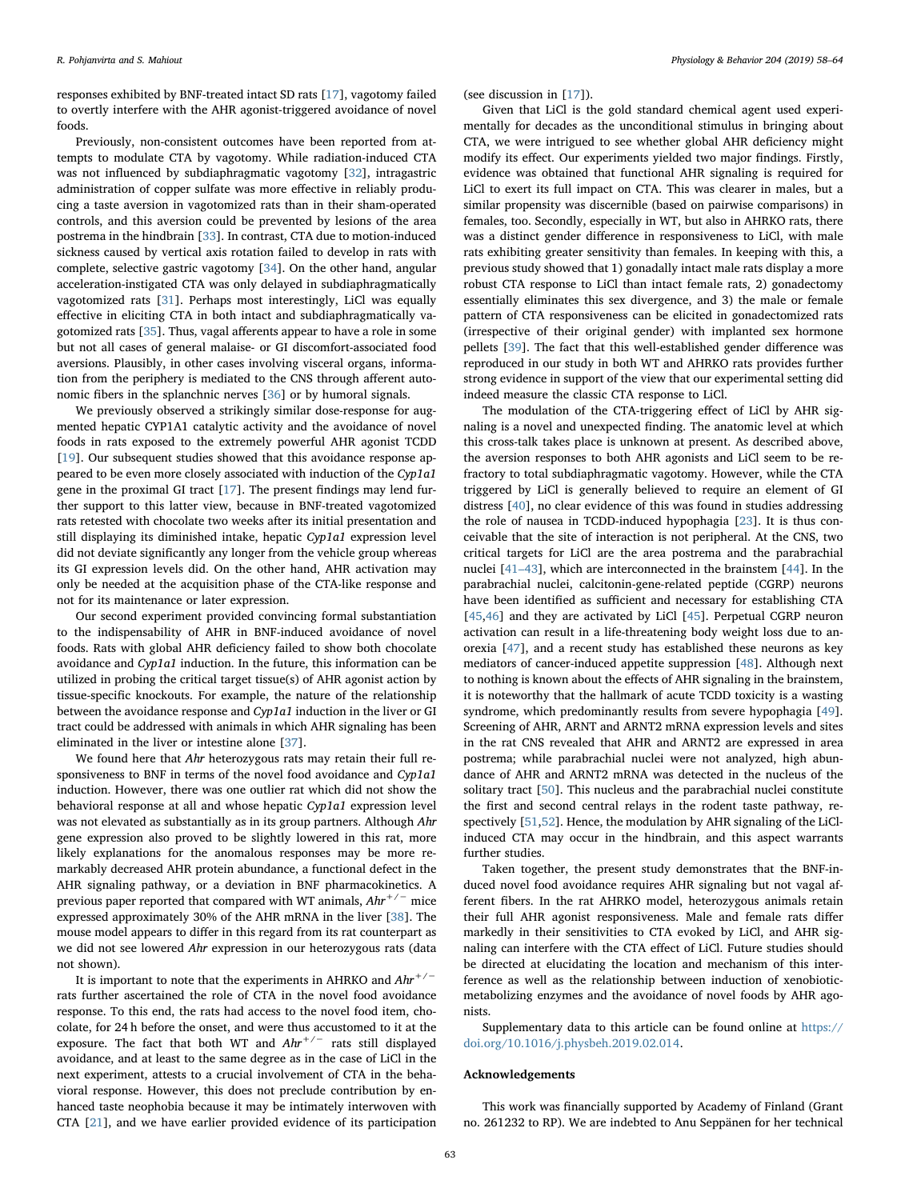responses exhibited by BNF-treated intact SD rats [17], vagotomy failed to overtly interfere with the AHR agonist-triggered avoidance of novel foods.

Previously, non-consistent outcomes have been reported from attempts to modulate CTA by vagotomy. While radiation-induced CTA was not influenced by subdiaphragmatic vagotomy [32], intragastric administration of copper sulfate was more effective in reliably producing a taste aversion in vagotomized rats than in their sham-operated controls, and this aversion could be prevented by lesions of the area postrema in the hindbrain [33]. In contrast, CTA due to motion-induced sickness caused by vertical axis rotation failed to develop in rats with complete, selective gastric vagotomy [34]. On the other hand, angular acceleration-instigated CTA was only delayed in subdiaphragmatically vagotomized rats [31]. Perhaps most interestingly, LiCl was equally effective in eliciting CTA in both intact and subdiaphragmatically vagotomized rats [35]. Thus, vagal afferents appear to have a role in some but not all cases of general malaise- or GI discomfort-associated food aversions. Plausibly, in other cases involving visceral organs, information from the periphery is mediated to the CNS through afferent autonomic fibers in the splanchnic nerves [36] or by humoral signals.

We previously observed a strikingly similar dose-response for augmented hepatic CYP1A1 catalytic activity and the avoidance of novel foods in rats exposed to the extremely powerful AHR agonist TCDD [19]. Our subsequent studies showed that this avoidance response appeared to be even more closely associated with induction of the *Cyp1a1* gene in the proximal GI tract [17]. The present findings may lend further support to this latter view, because in BNF-treated vagotomized rats retested with chocolate two weeks after its initial presentation and still displaying its diminished intake, hepatic *Cyp1a1* expression level did not deviate significantly any longer from the vehicle group whereas its GI expression levels did. On the other hand, AHR activation may only be needed at the acquisition phase of the CTA-like response and not for its maintenance or later expression.

Our second experiment provided convincing formal substantiation to the indispensability of AHR in BNF-induced avoidance of novel foods. Rats with global AHR deficiency failed to show both chocolate avoidance and *Cyp1a1* induction. In the future, this information can be utilized in probing the critical target tissue(s) of AHR agonist action by tissue-specific knockouts. For example, the nature of the relationship between the avoidance response and *Cyp1a1* induction in the liver or GI tract could be addressed with animals in which AHR signaling has been eliminated in the liver or intestine alone [37].

We found here that *Ahr* heterozygous rats may retain their full responsiveness to BNF in terms of the novel food avoidance and *Cyp1a1* induction. However, there was one outlier rat which did not show the behavioral response at all and whose hepatic *Cyp1a1* expression level was not elevated as substantially as in its group partners. Although *Ahr* gene expression also proved to be slightly lowered in this rat, more likely explanations for the anomalous responses may be more remarkably decreased AHR protein abundance, a functional defect in the AHR signaling pathway, or a deviation in BNF pharmacokinetics. A previous paper reported that compared with WT animals, $Ahr^{+/-}$ mice expressed approximately 30% of the AHR mRNA in the liver [38]. The mouse model appears to differ in this regard from its rat counterpart as we did not see lowered *Ahr* expression in our heterozygous rats (data not shown).

It is important to note that the experiments in AHRKO and $Ahr^{+/-}$ rats further ascertained the role of CTA in the novel food avoidance response. To this end, the rats had access to the novel food item, chocolate, for 24 h before the onset, and were thus accustomed to it at the exposure. The fact that both WT and $Ahr^{+/-}$ rats still displayed avoidance, and at least to the same degree as in the case of LiCl in the next experiment, attests to a crucial involvement of CTA in the behavioral response. However, this does not preclude contribution by enhanced taste neophobia because it may be intimately interwoven with CTA [21], and we have earlier provided evidence of its participation (see discussion in [17]).

Given that LiCl is the gold standard chemical agent used experimentally for decades as the unconditional stimulus in bringing about CTA, we were intrigued to see whether global AHR deficiency might modify its effect. Our experiments yielded two major findings. Firstly, evidence was obtained that functional AHR signaling is required for LiCl to exert its full impact on CTA. This was clearer in males, but a similar propensity was discernible (based on pairwise comparisons) in females, too. Secondly, especially in WT, but also in AHRKO rats, there was a distinct gender difference in responsiveness to LiCl, with male rats exhibiting greater sensitivity than females. In keeping with this, a previous study showed that 1) gonadally intact male rats display a more robust CTA response to LiCl than intact female rats, 2) gonadectomy essentially eliminates this sex divergence, and 3) the male or female pattern of CTA responsiveness can be elicited in gonadectomized rats (irrespective of their original gender) with implanted sex hormone pellets [39]. The fact that this well-established gender difference was reproduced in our study in both WT and AHRKO rats provides further strong evidence in support of the view that our experimental setting did indeed measure the classic CTA response to LiCl.

The modulation of the CTA-triggering effect of LiCl by AHR signaling is a novel and unexpected finding. The anatomic level at which this cross-talk takes place is unknown at present. As described above, the aversion responses to both AHR agonists and LiCl seem to be refractory to total subdiaphragmatic vagotomy. However, while the CTA triggered by LiCl is generally believed to require an element of GI distress [40], no clear evidence of this was found in studies addressing the role of nausea in TCDD-induced hypophagia [23]. It is thus conceivable that the site of interaction is not peripheral. At the CNS, two critical targets for LiCl are the area postrema and the parabrachial nuclei [41–43], which are interconnected in the brainstem [44]. In the parabrachial nuclei, calcitonin-gene-related peptide (CGRP) neurons have been identified as sufficient and necessary for establishing CTA [45,46] and they are activated by LiCl [45]. Perpetual CGRP neuron activation can result in a life-threatening body weight loss due to anorexia [47], and a recent study has established these neurons as key mediators of cancer-induced appetite suppression [48]. Although next to nothing is known about the effects of AHR signaling in the brainstem, it is noteworthy that the hallmark of acute TCDD toxicity is a wasting syndrome, which predominantly results from severe hypophagia [49]. Screening of AHR, ARNT and ARNT2 mRNA expression levels and sites in the rat CNS revealed that AHR and ARNT2 are expressed in area postrema; while parabrachial nuclei were not analyzed, high abundance of AHR and ARNT2 mRNA was detected in the nucleus of the solitary tract [50]. This nucleus and the parabrachial nuclei constitute the first and second central relays in the rodent taste pathway, respectively [51,52]. Hence, the modulation by AHR signaling of the LiCl-induced CTA may occur in the hindbrain, and this aspect warrants further studies.

Taken together, the present study demonstrates that the BNF-induced novel food avoidance requires AHR signaling but not vagal afferent fibers. In the rat AHRKO model, heterozygous animals retain their full AHR agonist responsiveness. Male and female rats differ markedly in their sensitivities to CTA evoked by LiCl, and AHR signaling can interfere with the CTA effect of LiCl. Future studies should be directed at elucidating the location and mechanism of this interference as well as the relationship between induction of xenobiotic-metabolizing enzymes and the avoidance of novel foods by AHR agonists.

Supplementary data to this article can be found online at https://doi.org/10.1016/j.physbeh.2019.02.014.

## Acknowledgements

This work was financially supported by Academy of Finland (Grant no. 261232 to RP). We are indebted to Anu Seppänen for her technical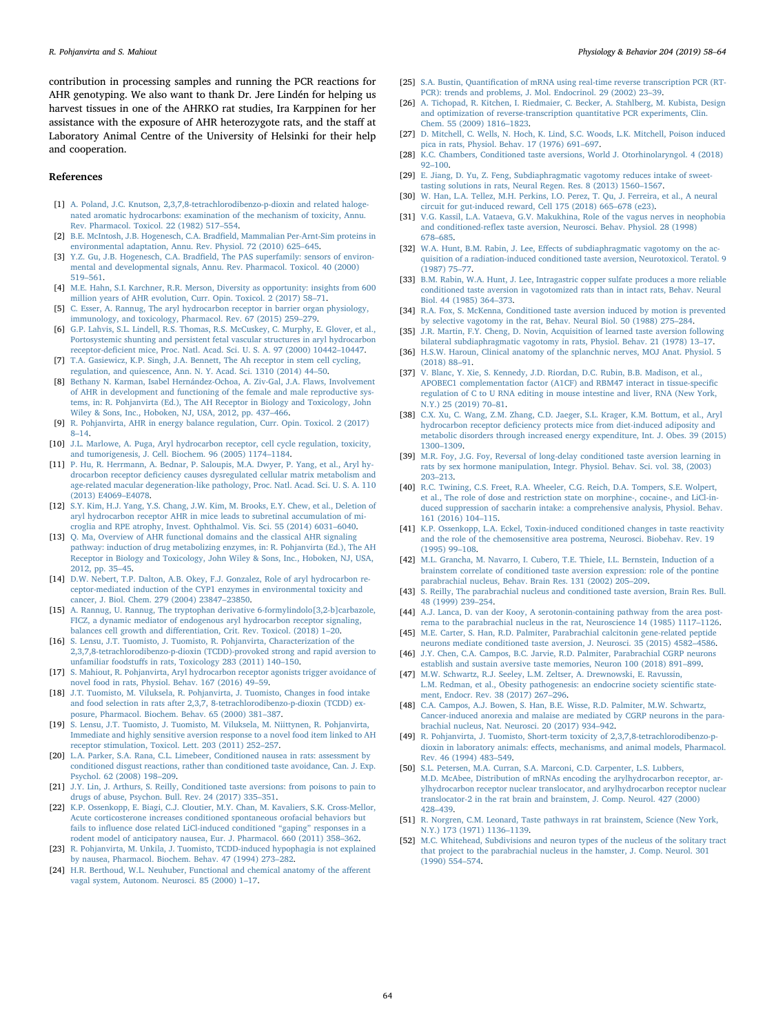contribution in processing samples and running the PCR reactions for AHR genotyping. We also want to thank Dr. Jere Lindén for helping us harvest tissues in one of the AHRKO rat studies, Ira Karppinen for her assistance with the exposure of AHR heterozygote rats, and the staff at Laboratory Animal Centre of the University of Helsinki for their help and cooperation.

## References

[1] A. Poland, J.C. Knutson, 2,3,7,8-tetrachlorodibenzo-p-dioxin and related halogenated aromatic hydrocarbons: examination of the mechanism of toxicity, Annu. Rev. Pharmacol. Toxicol. 22 (1982) 517–554.

[2] B.E. McIntosh, J.B. Hogenesch, C.A. Bradfield, Mammalian Per-Arnt-Sim proteins in environmental adaptation, Annu. Rev. Physiol. 72 (2010) 625–645.

[3] Y.Z. Gu, J.B. Hogenesch, C.A. Bradfield, The PAS superfamily: sensors of environmental and developmental signals, Annu. Rev. Pharmacol. Toxicol. 40 (2000) 519–561.

[4] M.E. Hahn, S.I. Karchner, R.R. Merson, Diversity as opportunity: insights from 600 million years of AHR evolution, Curr. Opin. Toxicol. 2 (2017) 58–71.

[5] C. Esser, A. Rannug, The aryl hydrocarbon receptor in barrier organ physiology, immunology, and toxicology, Pharmacol. Rev. 67 (2015) 259–279.

[6] G.P. Lahvis, S.L. Lindell, R.S. Thomas, R.S. McCuskey, C. Murphy, E. Glover, et al., Portosystemic shunting and persistent fetal vascular structures in aryl hydrocarbon receptor-deficient mice, Proc. Natl. Acad. Sci. U. S. A. 97 (2000) 10442–10447.

[7] T.A. Gasiewicz, K.P. Singh, J.A. Bennett, The Ah receptor in stem cell cycling, regulation, and quiescence, Ann. N. Y. Acad. Sci. 1310 (2014) 44–50.

[8] Bethany N. Karman, Isabel Hernández-Ochoa, A. Ziv-Gal, J.A. Flaws, Involvement of AHR in development and functioning of the female and male reproductive systems, in: R. Pohjanvirta (Ed.), The AH Receptor in Biology and Toxicology, John Wiley & Sons, Inc., Hoboken, NJ, USA, 2012, pp. 437–466.

[9] R. Pohjanvirta, AHR in energy balance regulation, Curr. Opin. Toxicol. 2 (2017) 8–14.

[10] J.L. Marlowe, A. Puga, Aryl hydrocarbon receptor, cell cycle regulation, toxicity, and tumorigenesis, J. Cell. Biochem. 96 (2005) 1174–1184.

[11] P. Hu, R. Herrmann, A. Bednar, P. Saloupis, M.A. Dwyer, P. Yang, et al., Aryl hydrocarbon receptor deficiency causes dysregulated cellular matrix metabolism and age-related macular degeneration-like pathology, Proc. Natl. Acad. Sci. U. S. A. 110 (2013) E4069–E4078.

[12] S.Y. Kim, H.J. Yang, Y.S. Chang, J.W. Kim, M. Brooks, E.Y. Chew, et al., Deletion of aryl hydrocarbon receptor AHR in mice leads to subretinal accumulation of microglia and RPE atrophy, Invest. Ophthalmol. Vis. Sci. 55 (2014) 6031–6040.

[13] Q. Ma, Overview of AHR functional domains and the classical AHR signaling pathway: induction of drug metabolizing enzymes, in: R. Pohjanvirta (Ed.), The AH Receptor in Biology and Toxicology, John Wiley & Sons, Inc., Hoboken, NJ, USA, 2012, pp. 35–45.

[14] D.W. Nebert, T.P. Dalton, A.B. Okey, F.J. Gonzalez, Role of aryl hydrocarbon receptor-mediated induction of the CYP1 enzymes in environmental toxicity and cancer, J. Biol. Chem. 279 (2004) 23847–23850.

[15] A. Rannug, U. Rannug, The tryptophan derivative 6-formylindolo[3,2-b]carbazole, FICZ, a dynamic mediator of endogenous aryl hydrocarbon receptor signaling, balances cell growth and differentiation, Crit. Rev. Toxicol. (2018) 1–20.

[16] S. Lensu, J.T. Tuomisto, J. Tuomisto, R. Pohjanvirta, Characterization of the 2,3,7,8-tetrachlorodibenzo-p-dioxin (TCDD)-provoked strong and rapid aversion to unfamiliar foodstuffs in rats, Toxicology 283 (2011) 140–150.

[17] S. Mahiout, R. Pohjanvirta, Aryl hydrocarbon receptor agonists trigger avoidance of novel food in rats, Physiol. Behav. 167 (2016) 49–59.

[18] J.T. Tuomisto, M. Viluksela, R. Pohjanvirta, J. Tuomisto, Changes in food intake and food selection in rats after 2,3,7, 8-tetrachlorodibenzo-p-dioxin (TCDD) exposure, Pharmacol. Biochem. Behav. 65 (2000) 381–387.

[19] S. Lensu, J.T. Tuomisto, J. Tuomisto, M. Viluksela, M. Niittynen, R. Pohjanvirta, Immediate and highly sensitive aversion response to a novel food item linked to AH receptor stimulation, Toxicol. Lett. 203 (2011) 252–257.

[20] L.A. Parker, S.A. Rana, C.L. Limebeer, Conditioned nausea in rats: assessment by conditioned disgust reactions, rather than conditioned taste avoidance, Can. J. Exp. Psychol. 62 (2008) 198–209.

[21] J.Y. Lin, J. Arthurs, S. Reilly, Conditioned taste aversions: from poisons to pain to drugs of abuse, Psychon. Bull. Rev. 24 (2017) 335–351.

[22] K.P. Ossenkopp, E. Biagi, C.J. Cloutier, M.Y. Chan, M. Kavaliers, S.K. Cross-Mellor, Acute corticosterone increases conditioned spontaneous orofacial behaviors but fails to influence dose related LiCl-induced conditioned "gaping" responses in a rodent model of anticipatory nausea, Eur. J. Pharmacol. 660 (2011) 358–362.

[23] R. Pohjanvirta, M. Unkila, J. Tuomisto, TCDD-induced hypophagia is not explained by nausea, Pharmacol. Biochem. Behav. 47 (1994) 273–282.

[24] H.R. Berthoud, W.L. Neuhuber, Functional and chemical anatomy of the afferent vagal system, Autonom. Neurosci. 85 (2000) 1–17.

[25] S.A. Bustin, Quantification of mRNA using real-time reverse transcription PCR (RT-PCR): trends and problems, J. Mol. Endocrinol. 29 (2002) 23–39.

[26] A. Tichopad, R. Kitchen, I. Riedmaier, C. Becker, A. Stahlberg, M. Kubista, Design and optimization of reverse-transcription quantitative PCR experiments, Clin. Chem. 55 (2009) 1816–1823.

[27] D. Mitchell, C. Wells, N. Hoch, K. Lind, S.C. Woods, L.K. Mitchell, Poison induced pica in rats, Physiol. Behav. 17 (1976) 691–697.

[28] K.C. Chambers, Conditioned taste aversions, World J. Otorhinolaryngol. 4 (2018) 92–100.

[29] E. Jiang, D. Yu, Z. Feng, Subdiaphragmatic vagotomy reduces intake of sweet-tasting solutions in rats, Neural Regen. Res. 8 (2013) 1560–1567.

[30] W. Han, L.A. Tellez, M.H. Perkins, I.O. Perez, T. Qu, J. Ferreira, et al., A neural circuit for gut-induced reward, Cell 175 (2018) 665–678 (e23).

[31] V.G. Kassil, L.A. Vataeva, G.V. Makukhina, Role of the vagus nerves in neophobia and conditioned-reflex taste aversion, Neurosci. Behav. Physiol. 28 (1998) 678–685.

[32] W.A. Hunt, B.M. Rabin, J. Lee, Effects of subdiaphragmatic vagotomy on the acquisition of a radiation-induced conditioned taste aversion, Neurotoxicol. Teratol. 9 (1987) 75–77.

[33] B.M. Rabin, W.A. Hunt, J. Lee, Intragastric copper sulfate produces a more reliable conditioned taste aversion in vagotomized rats than in intact rats, Behav. Neural Biol. 44 (1985) 364–373.

[34] R.A. Fox, S. McKenna, Conditioned taste aversion induced by motion is prevented by selective vagotomy in the rat, Behav. Neural Biol. 50 (1988) 275–284.

[35] J.R. Martin, F.Y. Cheng, D. Novin, Acquisition of learned taste aversion following bilateral subdiaphragmatic vagotomy in rats, Physiol. Behav. 21 (1978) 13–17.

[36] H.S.W. Haroun, Clinical anatomy of the splanchnic nerves, MOJ Anat. Physiol. 5 (2018) 88–91.

[37] V. Blanc, Y. Xie, S. Kennedy, J.D. Riordan, D.C. Rubin, B.B. Madison, et al., APOBEC1 complementation factor (A1CF) and RBM47 interact in tissue-specific regulation of C to U RNA editing in mouse intestine and liver, RNA (New York, N.Y.) 25 (2019) 70–81.

[38] C.X. Xu, C. Wang, Z.M. Zhang, C.D. Jaeger, S.L. Krager, K.M. Bottum, et al., Aryl hydrocarbon receptor deficiency protects mice from diet-induced adiposity and metabolic disorders through increased energy expenditure, Int. J. Obes. 39 (2015) 1300–1309.

[39] M.R. Foy, J.G. Foy, Reversal of long-delay conditioned taste aversion learning in rats by sex hormone manipulation, Integr. Physiol. Behav. Sci. vol. 38, (2003) 203–213.

[40] R.C. Twining, C.S. Freet, R.A. Wheeler, C.G. Reich, D.A. Tompers, S.E. Wolpert, et al., The role of dose and restriction state on morphine-, cocaine-, and LiCl-induced suppression of saccharin intake: a comprehensive analysis, Physiol. Behav. 161 (2016) 104–115.

[41] K.P. Ossenkopp, L.A. Eckel, Toxin-induced conditioned changes in taste reactivity and the role of the chemosensitive area postrema, Neurosci. Biobehav. Rev. 19 (1995) 99–108.

[42] M.L. Grancha, M. Navarro, I. Cubero, T.E. Thiele, I.L. Bernstein, Induction of a brainstem correlate of conditioned taste aversion expression: role of the pontine parabrachial nucleus, Behav. Brain Res. 131 (2002) 205–209.

[43] S. Reilly, The parabrachial nucleus and conditioned taste aversion, Brain Res. Bull. 48 (1999) 239–254.

[44] A.J. Lanca, D. van der Kooy, A serotonin-containing pathway from the area postrema to the parabrachial nucleus in the rat, Neuroscience 14 (1985) 1117–1126.

[45] M.E. Carter, S. Han, R.D. Palmiter, Parabrachial calcitonin gene-related peptide neurons mediate conditioned taste aversion, J. Neurosci. 35 (2015) 4582–4586.

[46] J.Y. Chen, C.A. Campos, B.C. Jarvie, R.D. Palmiter, Parabrachial CGRP neurons establish and sustain aversive taste memories, Neuron 100 (2018) 891–899.

[47] M.W. Schwartz, R.J. Seeley, L.M. Zeltser, A. Drewnowski, E. Ravussin, L.M. Redman, et al., Obesity pathogenesis: an endocrine society scientific statement, Endocr. Rev. 38 (2017) 267–296.

[48] C.A. Campos, A.J. Bowen, S. Han, B.E. Wisse, R.D. Palmiter, M.W. Schwartz, Cancer-induced anorexia and malaise are mediated by CGRP neurons in the parabrachial nucleus, Nat. Neurosci. 20 (2017) 934–942.

[49] R. Pohjanvirta, J. Tuomisto, Short-term toxicity of 2,3,7,8-tetrachlorodibenzo-p-dioxin in laboratory animals: effects, mechanisms, and animal models, Pharmacol. Rev. 46 (1994) 483–549.

[50] S.L. Petersen, M.A. Curran, S.A. Marconi, C.D. Carpenter, L.S. Lubbers, M.D. McAbee, Distribution of mRNAs encoding the arylhydrocarbon receptor, arylhydrocarbon receptor nuclear translocator, and arylhydrocarbon receptor nuclear translocator-2 in the rat brain and brainstem, J. Comp. Neurol. 427 (2000) 428–439.

[51] R. Norgren, C.M. Leonard, Taste pathways in rat brainstem, Science (New York, N.Y.) 173 (1971) 1136–1139.

[52] M.C. Whitehead, Subdivisions and neuron types of the nucleus of the solitary tract that project to the parabrachial nucleus in the hamster, J. Comp. Neurol. 301 (1990) 554–574.